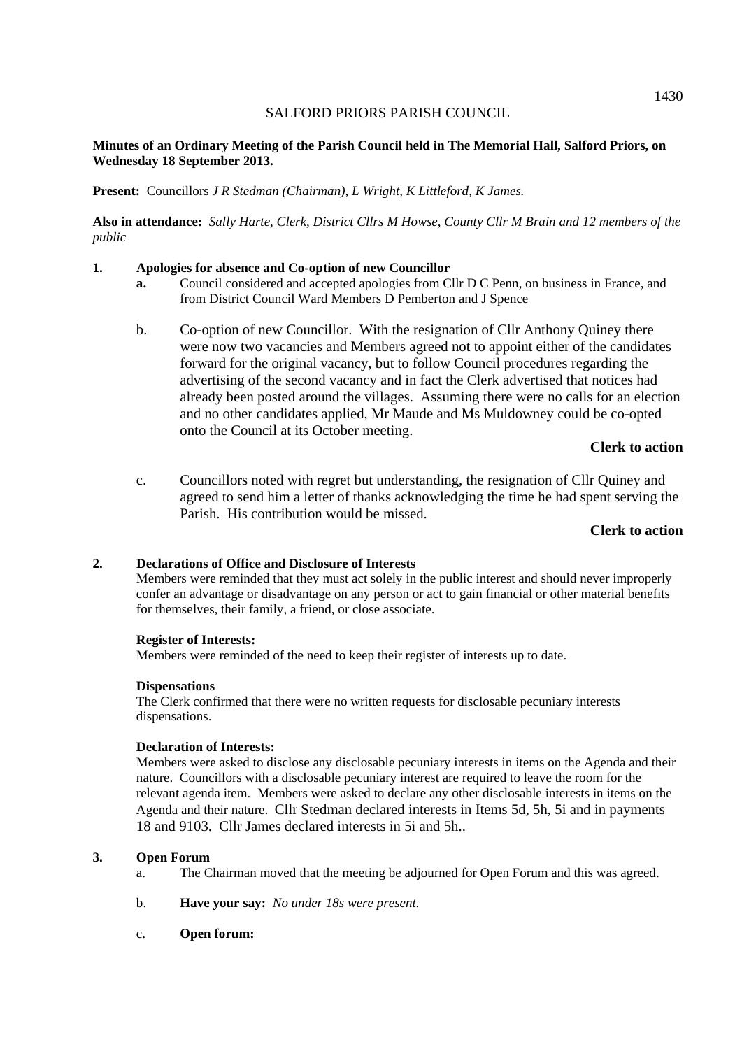# SALFORD PRIORS PARISH COUNCIL

**Minutes of an Ordinary Meeting of the Parish Council held in The Memorial Hall, Salford Priors, on Wednesday 18 September 2013.**

**Present:** Councillors *J R Stedman (Chairman), L Wright, K Littleford, K James.*

**Also in attendance:** *Sally Harte, Clerk, District Cllrs M Howse, County Cllr M Brain and 12 members of the public*

**1. Apologies for absence and Co-option of new Councillor**

**a.** Council considered and accepted apologies from Cllr D C Penn, on business in France, and from District Council Ward Members D Pemberton and J Spence

b. Co-option of new Councillor. With the resignation of Cllr Anthony Quiney there were now two vacancies and Members agreed not to appoint either of the candidates forward for the original vacancy, but to follow Council procedures regarding the advertising of the second vacancy and in fact the Clerk advertised that notices had already been posted around the villages. Assuming there were no calls for an election and no other candidates applied, Mr Maude and Ms Muldowney could be co-opted onto the Council at its October meeting.

**Clerk to action**

c. Councillors noted with regret but understanding, the resignation of Cllr Quiney and agreed to send him a letter of thanks acknowledging the time he had spent serving the Parish. His contribution would be missed.

**Clerk to action**

**2. Declarations of Office and Disclosure of Interests**

Members were reminded that they must act solely in the public interest and should never improperly confer an advantage or disadvantage on any person or act to gain financial or other material benefits for themselves, their family, a friend, or close associate.

**Register of Interests:**
Members were reminded of the need to keep their register of interests up to date.

**Dispensations**
The Clerk confirmed that there were no written requests for disclosable pecuniary interests dispensations.

**Declaration of Interests:**
Members were asked to disclose any disclosable pecuniary interests in items on the Agenda and their nature. Councillors with a disclosable pecuniary interest are required to leave the room for the relevant agenda item. Members were asked to declare any other disclosable interests in items on the Agenda and their nature. Cllr Stedman declared interests in Items 5d, 5h, 5i and in payments 18 and 9103. Cllr James declared interests in 5i and 5h..

**3. Open Forum**

a. The Chairman moved that the meeting be adjourned for Open Forum and this was agreed.

b. **Have your say:** *No under 18s were present.*

c. **Open forum:**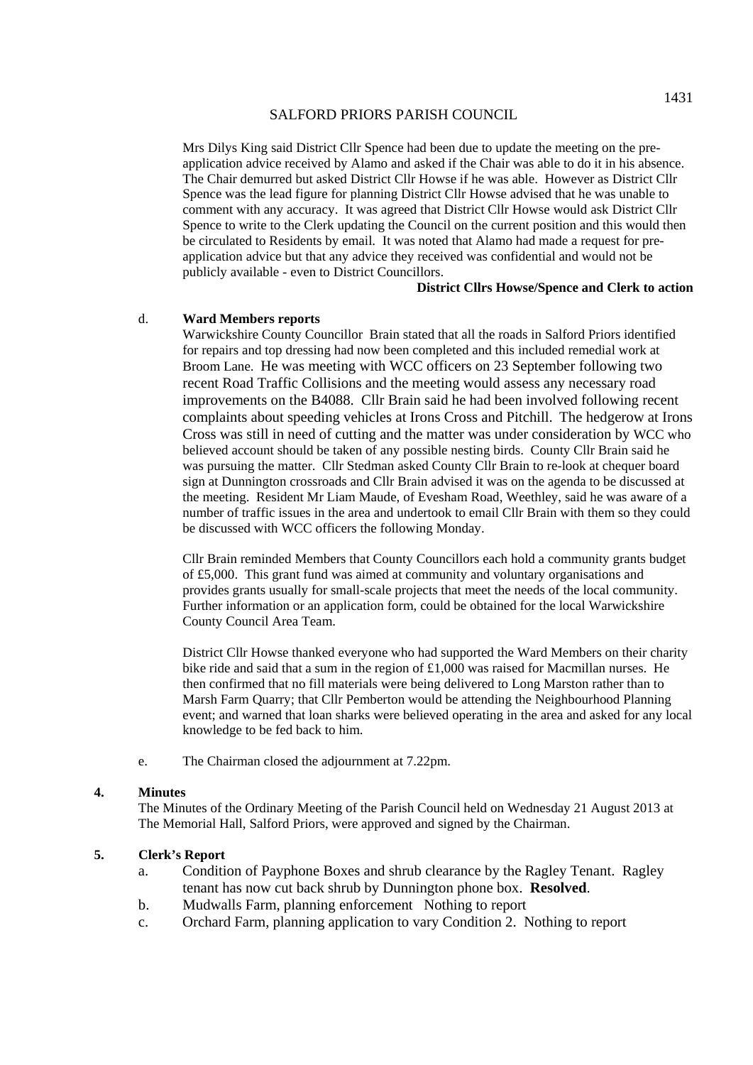SALFORD PRIORS PARISH COUNCIL

Mrs Dilys King said District Cllr Spence had been due to update the meeting on the pre-application advice received by Alamo and asked if the Chair was able to do it in his absence. The Chair demurred but asked District Cllr Howse if he was able. However as District Cllr Spence was the lead figure for planning District Cllr Howse advised that he was unable to comment with any accuracy. It was agreed that District Cllr Howse would ask District Cllr Spence to write to the Clerk updating the Council on the current position and this would then be circulated to Residents by email. It was noted that Alamo had made a request for pre-application advice but that any advice they received was confidential and would not be publicly available - even to District Councillors.

**District Cllrs Howse/Spence and Clerk to action**

d. **Ward Members reports**

Warwickshire County Councillor Brain stated that all the roads in Salford Priors identified for repairs and top dressing had now been completed and this included remedial work at Broom Lane. He was meeting with WCC officers on 23 September following two recent Road Traffic Collisions and the meeting would assess any necessary road improvements on the B4088. Cllr Brain said he had been involved following recent complaints about speeding vehicles at Irons Cross and Pitchill. The hedgerow at Irons Cross was still in need of cutting and the matter was under consideration by WCC who believed account should be taken of any possible nesting birds. County Cllr Brain said he was pursuing the matter. Cllr Stedman asked County Cllr Brain to re-look at chequer board sign at Dunnington crossroads and Cllr Brain advised it was on the agenda to be discussed at the meeting. Resident Mr Liam Maude, of Evesham Road, Weethley, said he was aware of a number of traffic issues in the area and undertook to email Cllr Brain with them so they could be discussed with WCC officers the following Monday.

Cllr Brain reminded Members that County Councillors each hold a community grants budget of £5,000. This grant fund was aimed at community and voluntary organisations and provides grants usually for small-scale projects that meet the needs of the local community. Further information or an application form, could be obtained for the local Warwickshire County Council Area Team.

District Cllr Howse thanked everyone who had supported the Ward Members on their charity bike ride and said that a sum in the region of £1,000 was raised for Macmillan nurses. He then confirmed that no fill materials were being delivered to Long Marston rather than to Marsh Farm Quarry; that Cllr Pemberton would be attending the Neighbourhood Planning event; and warned that loan sharks were believed operating in the area and asked for any local knowledge to be fed back to him.

e. The Chairman closed the adjournment at 7.22pm.

**4. Minutes**

The Minutes of the Ordinary Meeting of the Parish Council held on Wednesday 21 August 2013 at The Memorial Hall, Salford Priors, were approved and signed by the Chairman.

**5. Clerk's Report**

a. Condition of Payphone Boxes and shrub clearance by the Ragley Tenant. Ragley tenant has now cut back shrub by Dunnington phone box. **Resolved**.

b. Mudwalls Farm, planning enforcement Nothing to report

c. Orchard Farm, planning application to vary Condition 2. Nothing to report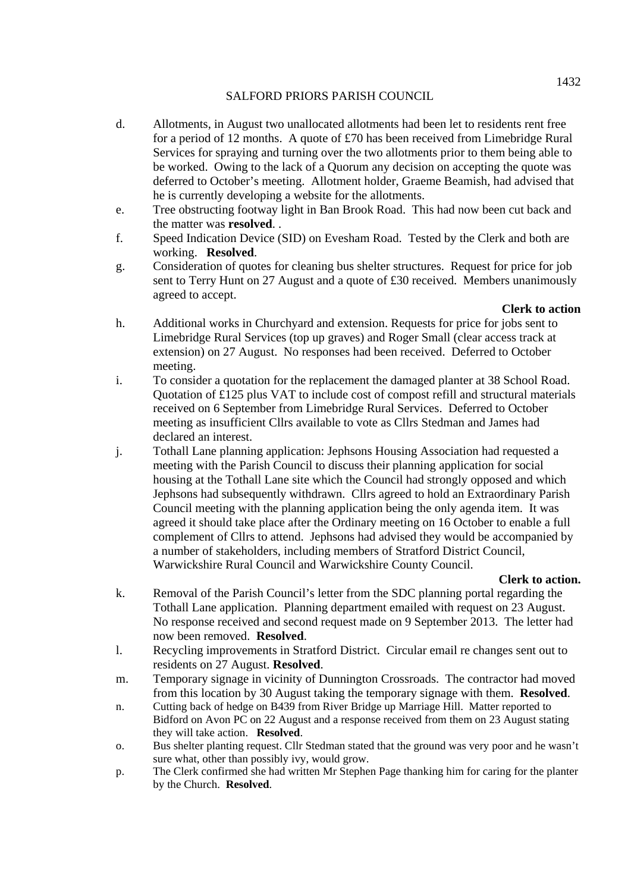SALFORD PRIORS PARISH COUNCIL

d. Allotments, in August two unallocated allotments had been let to residents rent free for a period of 12 months. A quote of £70 has been received from Limebridge Rural Services for spraying and turning over the two allotments prior to them being able to be worked. Owing to the lack of a Quorum any decision on accepting the quote was deferred to October's meeting. Allotment holder, Graeme Beamish, had advised that he is currently developing a website for the allotments.

e. Tree obstructing footway light in Ban Brook Road. This had now been cut back and the matter was **resolved**. .

f. Speed Indication Device (SID) on Evesham Road. Tested by the Clerk and both are working. **Resolved**.

g. Consideration of quotes for cleaning bus shelter structures. Request for price for job sent to Terry Hunt on 27 August and a quote of £30 received. Members unanimously agreed to accept.

**Clerk to action**

h. Additional works in Churchyard and extension. Requests for price for jobs sent to Limebridge Rural Services (top up graves) and Roger Small (clear access track at extension) on 27 August. No responses had been received. Deferred to October meeting.

i. To consider a quotation for the replacement the damaged planter at 38 School Road. Quotation of £125 plus VAT to include cost of compost refill and structural materials received on 6 September from Limebridge Rural Services. Deferred to October meeting as insufficient Cllrs available to vote as Cllrs Stedman and James had declared an interest.

j. Tothall Lane planning application: Jephsons Housing Association had requested a meeting with the Parish Council to discuss their planning application for social housing at the Tothall Lane site which the Council had strongly opposed and which Jephsons had subsequently withdrawn. Cllrs agreed to hold an Extraordinary Parish Council meeting with the planning application being the only agenda item. It was agreed it should take place after the Ordinary meeting on 16 October to enable a full complement of Cllrs to attend. Jephsons had advised they would be accompanied by a number of stakeholders, including members of Stratford District Council, Warwickshire Rural Council and Warwickshire County Council.

**Clerk to action.**

k. Removal of the Parish Council's letter from the SDC planning portal regarding the Tothall Lane application. Planning department emailed with request on 23 August. No response received and second request made on 9 September 2013. The letter had now been removed. **Resolved**.

l. Recycling improvements in Stratford District. Circular email re changes sent out to residents on 27 August. **Resolved**.

m. Temporary signage in vicinity of Dunnington Crossroads. The contractor had moved from this location by 30 August taking the temporary signage with them. **Resolved**.

n. Cutting back of hedge on B439 from River Bridge up Marriage Hill. Matter reported to Bidford on Avon PC on 22 August and a response received from them on 23 August stating they will take action. **Resolved**.

o. Bus shelter planting request. Cllr Stedman stated that the ground was very poor and he wasn't sure what, other than possibly ivy, would grow.

p. The Clerk confirmed she had written Mr Stephen Page thanking him for caring for the planter by the Church. **Resolved**.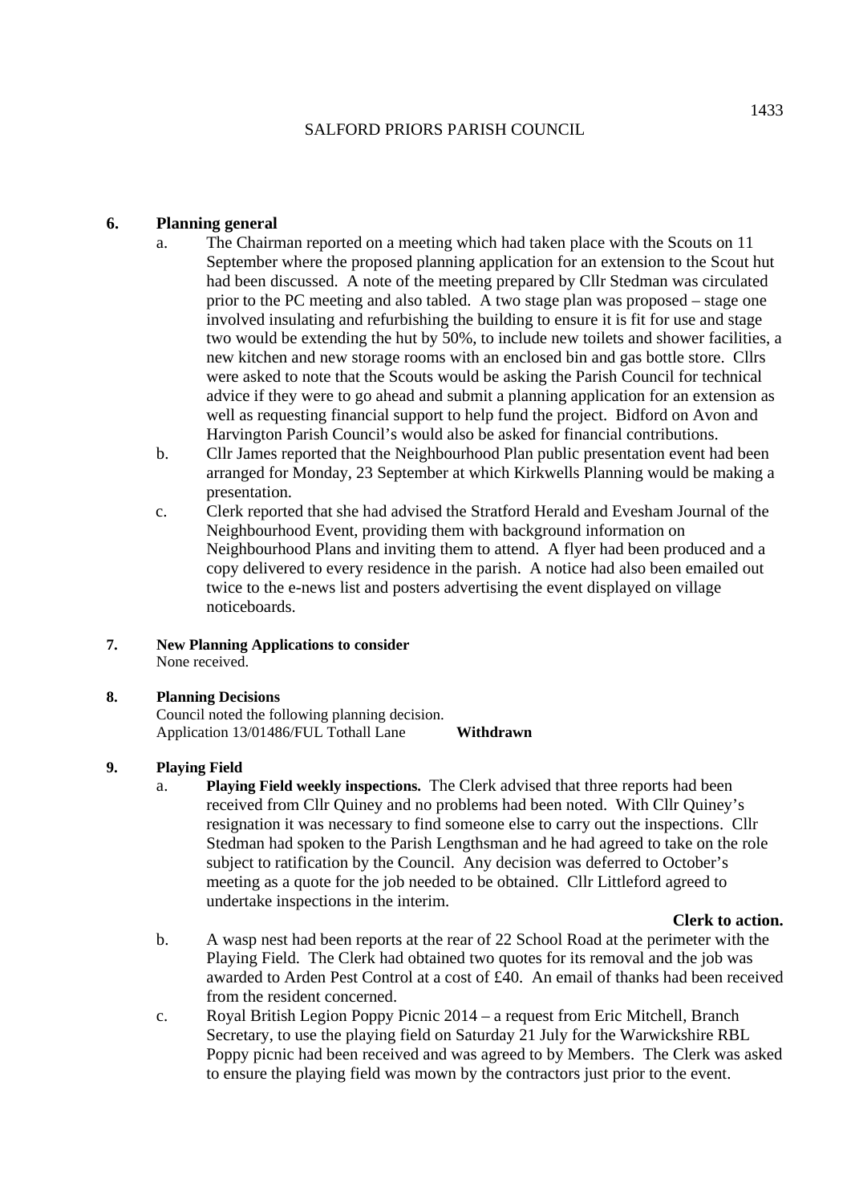SALFORD PRIORS PARISH COUNCIL

**6. Planning general**

a. The Chairman reported on a meeting which had taken place with the Scouts on 11 September where the proposed planning application for an extension to the Scout hut had been discussed. A note of the meeting prepared by Cllr Stedman was circulated prior to the PC meeting and also tabled. A two stage plan was proposed – stage one involved insulating and refurbishing the building to ensure it is fit for use and stage two would be extending the hut by 50%, to include new toilets and shower facilities, a new kitchen and new storage rooms with an enclosed bin and gas bottle store. Cllrs were asked to note that the Scouts would be asking the Parish Council for technical advice if they were to go ahead and submit a planning application for an extension as well as requesting financial support to help fund the project. Bidford on Avon and Harvington Parish Council's would also be asked for financial contributions.

b. Cllr James reported that the Neighbourhood Plan public presentation event had been arranged for Monday, 23 September at which Kirkwells Planning would be making a presentation.

c. Clerk reported that she had advised the Stratford Herald and Evesham Journal of the Neighbourhood Event, providing them with background information on Neighbourhood Plans and inviting them to attend. A flyer had been produced and a copy delivered to every residence in the parish. A notice had also been emailed out twice to the e-news list and posters advertising the event displayed on village noticeboards.

**7. New Planning Applications to consider**

None received.

**8. Planning Decisions**

Council noted the following planning decision.

Application 13/01486/FUL Tothall Lane **Withdrawn**

**9. Playing Field**

a. **Playing Field weekly inspections.** The Clerk advised that three reports had been received from Cllr Quiney and no problems had been noted. With Cllr Quiney's resignation it was necessary to find someone else to carry out the inspections. Cllr Stedman had spoken to the Parish Lengthsman and he had agreed to take on the role subject to ratification by the Council. Any decision was deferred to October's meeting as a quote for the job needed to be obtained. Cllr Littleford agreed to undertake inspections in the interim.

**Clerk to action.**

b. A wasp nest had been reports at the rear of 22 School Road at the perimeter with the Playing Field. The Clerk had obtained two quotes for its removal and the job was awarded to Arden Pest Control at a cost of £40. An email of thanks had been received from the resident concerned.

c. Royal British Legion Poppy Picnic 2014 – a request from Eric Mitchell, Branch Secretary, to use the playing field on Saturday 21 July for the Warwickshire RBL Poppy picnic had been received and was agreed to by Members. The Clerk was asked to ensure the playing field was mown by the contractors just prior to the event.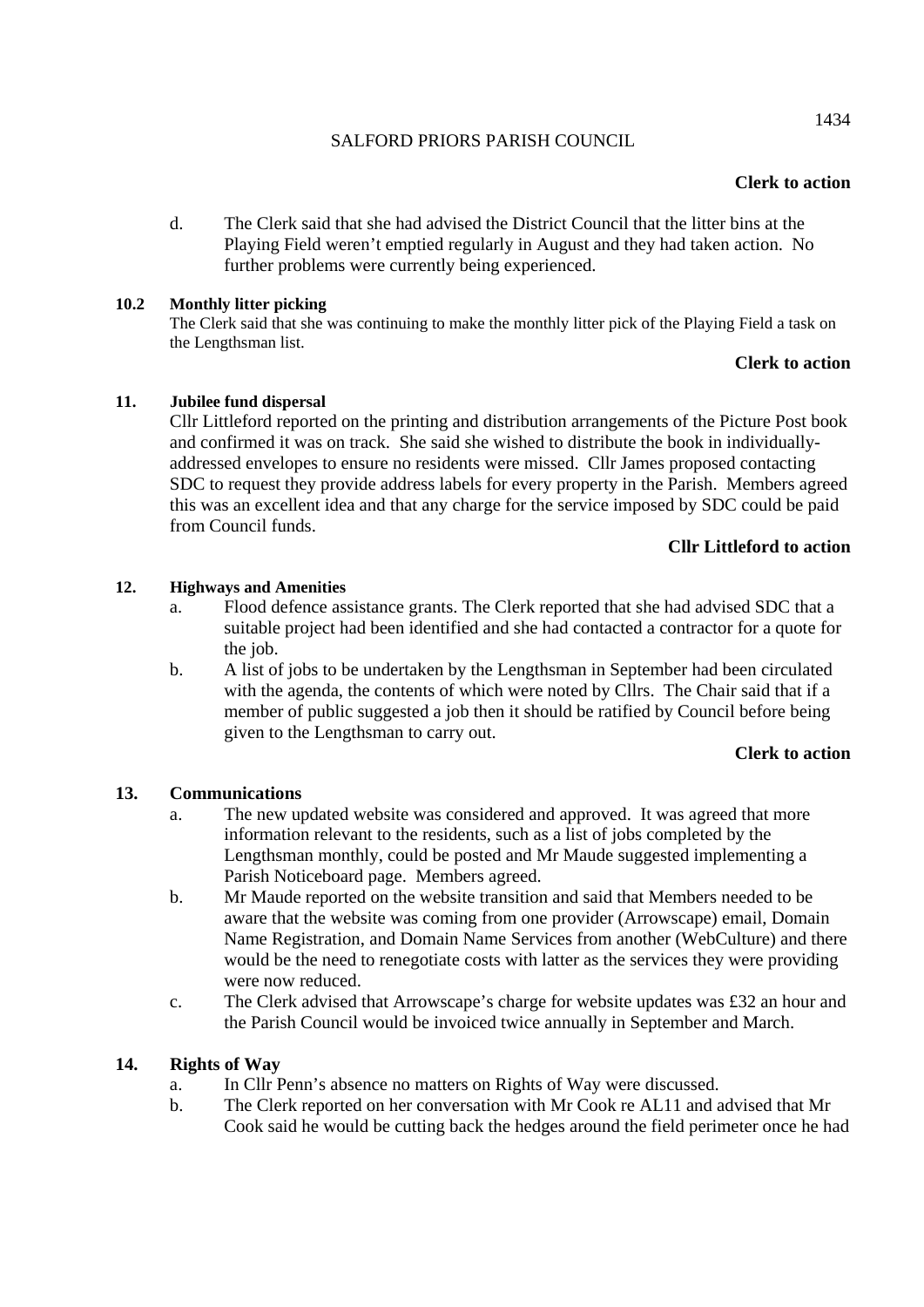**Clerk to action**

d. The Clerk said that she had advised the District Council that the litter bins at the Playing Field weren't emptied regularly in August and they had taken action. No further problems were currently being experienced.

**10.2 Monthly litter picking**

The Clerk said that she was continuing to make the monthly litter pick of the Playing Field a task on the Lengthsman list.

**Clerk to action**

**11. Jubilee fund dispersal**

Cllr Littleford reported on the printing and distribution arrangements of the Picture Post book and confirmed it was on track. She said she wished to distribute the book in individually-addressed envelopes to ensure no residents were missed. Cllr James proposed contacting SDC to request they provide address labels for every property in the Parish. Members agreed this was an excellent idea and that any charge for the service imposed by SDC could be paid from Council funds.

**Cllr Littleford to action**

**12. Highways and Amenities**

a. Flood defence assistance grants. The Clerk reported that she had advised SDC that a suitable project had been identified and she had contacted a contractor for a quote for the job.

b. A list of jobs to be undertaken by the Lengthsman in September had been circulated with the agenda, the contents of which were noted by Cllrs. The Chair said that if a member of public suggested a job then it should be ratified by Council before being given to the Lengthsman to carry out.

**Clerk to action**

**13. Communications**

a. The new updated website was considered and approved. It was agreed that more information relevant to the residents, such as a list of jobs completed by the Lengthsman monthly, could be posted and Mr Maude suggested implementing a Parish Noticeboard page. Members agreed.

b. Mr Maude reported on the website transition and said that Members needed to be aware that the website was coming from one provider (Arrowscape) email, Domain Name Registration, and Domain Name Services from another (WebCulture) and there would be the need to renegotiate costs with latter as the services they were providing were now reduced.

c. The Clerk advised that Arrowscape's charge for website updates was £32 an hour and the Parish Council would be invoiced twice annually in September and March.

**14. Rights of Way**

a. In Cllr Penn's absence no matters on Rights of Way were discussed.

b. The Clerk reported on her conversation with Mr Cook re AL11 and advised that Mr Cook said he would be cutting back the hedges around the field perimeter once he had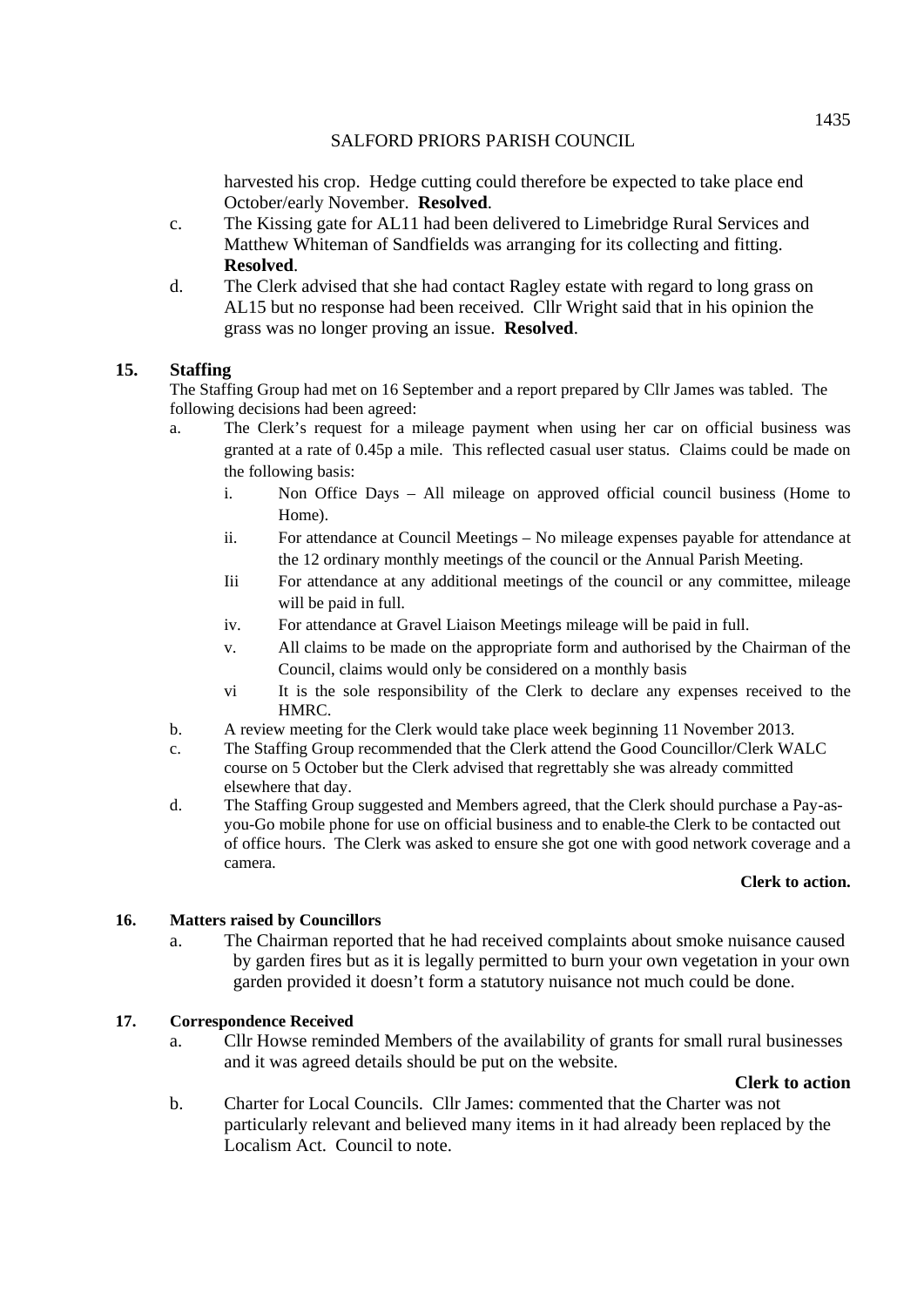harvested his crop. Hedge cutting could therefore be expected to take place end October/early November. **Resolved**.

c. The Kissing gate for AL11 had been delivered to Limebridge Rural Services and Matthew Whiteman of Sandfields was arranging for its collecting and fitting. **Resolved**.

d. The Clerk advised that she had contact Ragley estate with regard to long grass on AL15 but no response had been received. Cllr Wright said that in his opinion the grass was no longer proving an issue. **Resolved**.

**15. Staffing**

The Staffing Group had met on 16 September and a report prepared by Cllr James was tabled. The following decisions had been agreed:

a. The Clerk's request for a mileage payment when using her car on official business was granted at a rate of 0.45p a mile. This reflected casual user status. Claims could be made on the following basis:

   i. Non Office Days – All mileage on approved official council business (Home to Home).

   ii. For attendance at Council Meetings – No mileage expenses payable for attendance at the 12 ordinary monthly meetings of the council or the Annual Parish Meeting.

   Iii For attendance at any additional meetings of the council or any committee, mileage will be paid in full.

   iv. For attendance at Gravel Liaison Meetings mileage will be paid in full.

   v. All claims to be made on the appropriate form and authorised by the Chairman of the Council, claims would only be considered on a monthly basis

   vi It is the sole responsibility of the Clerk to declare any expenses received to the HMRC.

b. A review meeting for the Clerk would take place week beginning 11 November 2013.

c. The Staffing Group recommended that the Clerk attend the Good Councillor/Clerk WALC course on 5 October but the Clerk advised that regrettably she was already committed elsewhere that day.

d. The Staffing Group suggested and Members agreed, that the Clerk should purchase a Pay-as-you-Go mobile phone for use on official business and to enable the Clerk to be contacted out of office hours. The Clerk was asked to ensure she got one with good network coverage and a camera.

**Clerk to action.**

**16. Matters raised by Councillors**

a. The Chairman reported that he had received complaints about smoke nuisance caused by garden fires but as it is legally permitted to burn your own vegetation in your own garden provided it doesn't form a statutory nuisance not much could be done.

**17. Correspondence Received**

a. Cllr Howse reminded Members of the availability of grants for small rural businesses and it was agreed details should be put on the website.

**Clerk to action**

b. Charter for Local Councils. Cllr James: commented that the Charter was not particularly relevant and believed many items in it had already been replaced by the Localism Act. Council to note.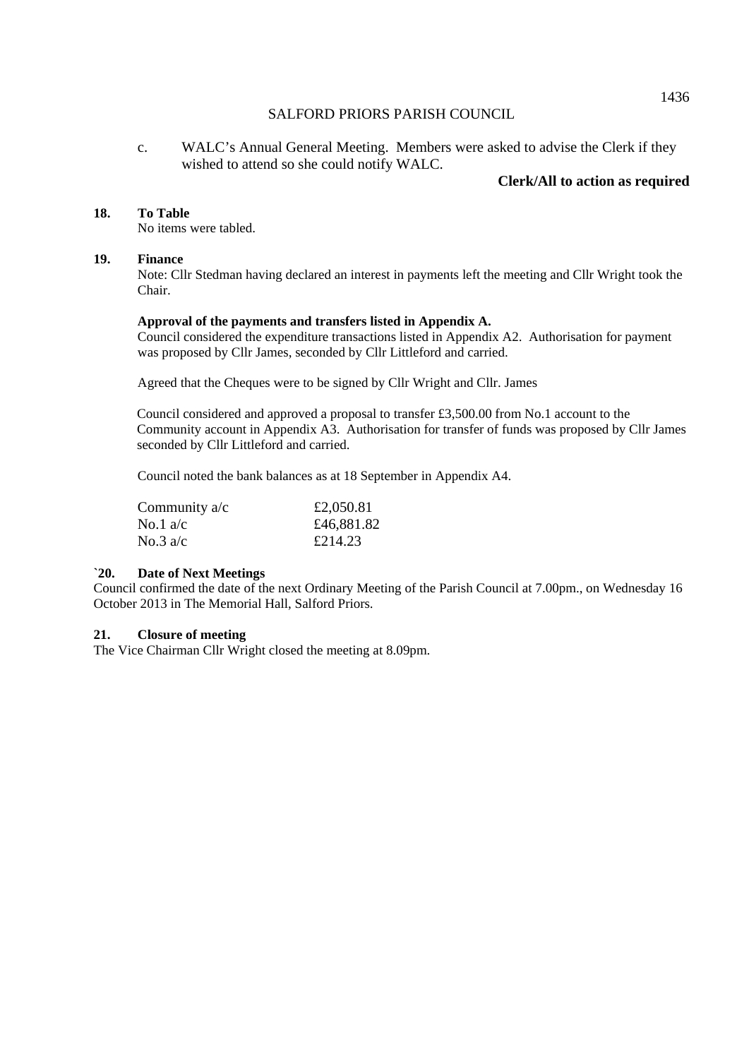c. WALC's Annual General Meeting. Members were asked to advise the Clerk if they wished to attend so she could notify WALC.

**Clerk/All to action as required**

**18. To Table**

No items were tabled.

**19. Finance**

Note: Cllr Stedman having declared an interest in payments left the meeting and Cllr Wright took the Chair.

**Approval of the payments and transfers listed in Appendix A.**

Council considered the expenditure transactions listed in Appendix A2. Authorisation for payment was proposed by Cllr James, seconded by Cllr Littleford and carried.

Agreed that the Cheques were to be signed by Cllr Wright and Cllr. James

Council considered and approved a proposal to transfer £3,500.00 from No.1 account to the Community account in Appendix A3. Authorisation for transfer of funds was proposed by Cllr James seconded by Cllr Littleford and carried.

Council noted the bank balances as at 18 September in Appendix A4.

| | |
|---|---|
| Community a/c | £2,050.81 |
| No.1 a/c | £46,881.82 |
| No.3 a/c | £214.23 |

**`20. Date of Next Meetings**

Council confirmed the date of the next Ordinary Meeting of the Parish Council at 7.00pm., on Wednesday 16 October 2013 in The Memorial Hall, Salford Priors.

**21. Closure of meeting**

The Vice Chairman Cllr Wright closed the meeting at 8.09pm.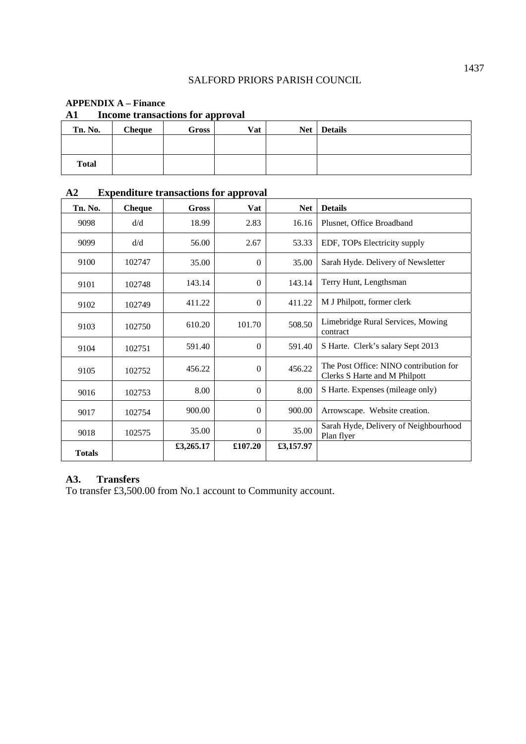SALFORD PRIORS PARISH COUNCIL

**APPENDIX A – Finance**

## A1 Income transactions for approval

| Tn. No. | Cheque | Gross | Vat | Net | Details |
|---|---|---|---|---|---|
| | | | | | |
| **Total** | | | | | |

## A2 Expenditure transactions for approval

| Tn. No. | Cheque | Gross | Vat | Net | Details |
|---|---|---|---|---|---|
| 9098 | d/d | 18.99 | 2.83 | 16.16 | Plusnet, Office Broadband |
| 9099 | d/d | 56.00 | 2.67 | 53.33 | EDF, TOPs Electricity supply |
| 9100 | 102747 | 35.00 | 0 | 35.00 | Sarah Hyde. Delivery of Newsletter |
| 9101 | 102748 | 143.14 | 0 | 143.14 | Terry Hunt, Lengthsman |
| 9102 | 102749 | 411.22 | 0 | 411.22 | M J Philpott, former clerk |
| 9103 | 102750 | 610.20 | 101.70 | 508.50 | Limebridge Rural Services, Mowing contract |
| 9104 | 102751 | 591.40 | 0 | 591.40 | S Harte. Clerk's salary Sept 2013 |
| 9105 | 102752 | 456.22 | 0 | 456.22 | The Post Office: NINO contribution for Clerks S Harte and M Philpott |
| 9016 | 102753 | 8.00 | 0 | 8.00 | S Harte. Expenses (mileage only) |
| 9017 | 102754 | 900.00 | 0 | 900.00 | Arrowscape. Website creation. |
| 9018 | 102575 | 35.00 | 0 | 35.00 | Sarah Hyde, Delivery of Neighbourhood Plan flyer |
| **Totals** | | **£3,265.17** | **£107.20** | **£3,157.97** | |

## A3. Transfers

To transfer £3,500.00 from No.1 account to Community account.